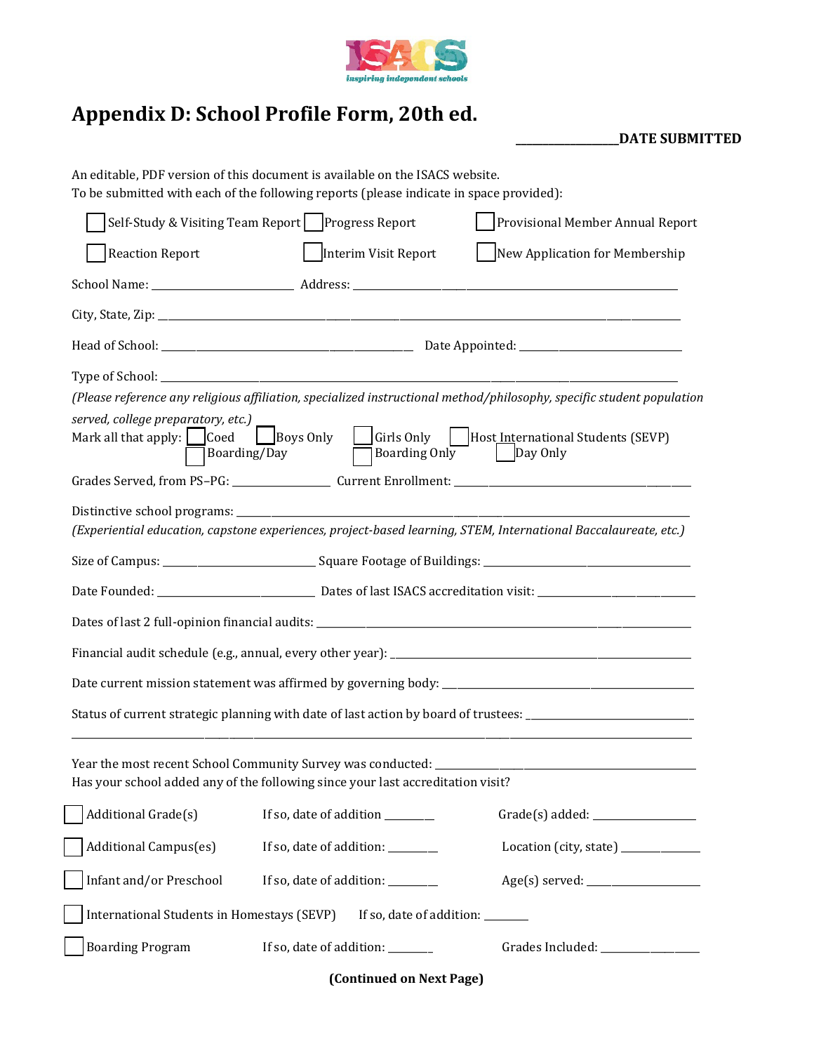ISACS
*inspiring independent schools*

# Appendix D: School Profile Form, 20th ed.

__________________DATE SUBMITTED

An editable, PDF version of this document is available on the ISACS website.
To be submitted with each of the following reports (please indicate in space provided):

☐ Self-Study & Visiting Team Report ☐ Progress Report ☐ Provisional Member Annual Report

☐ Reaction Report ☐ Interim Visit Report ☐ New Application for Membership

School Name: ________________________ Address: ________________________________________________

City, State, Zip: ________________________________________________________________________________

Head of School: ____________________________________________ Date Appointed: _____________________________

Type of School: ________________________________________________________________________________
*(Please reference any religious affiliation, specialized instructional method/philosophy, specific student population served, college preparatory, etc.)*

Mark all that apply: ☐ Coed ☐ Boys Only ☐ Girls Only ☐ Host International Students (SEVP)
☐ Boarding/Day ☐ Boarding Only ☐ Day Only

Grades Served, from PS–PG: _________________ Current Enrollment: __________________________________________

Distinctive school programs: ______________________________________________________________________
*(Experiential education, capstone experiences, project-based learning, STEM, International Baccalaureate, etc.)*

Size of Campus: ___________________________ Square Footage of Buildings: _____________________________________

Date Founded: ____________________________ Dates of last ISACS accreditation visit: ______________________________

Dates of last 2 full-opinion financial audits: ______________________________________________________________

Financial audit schedule (e.g., annual, every other year): ____________________________________________________

Date current mission statement was affirmed by governing body: _______________________________________________

Status of current strategic planning with date of last action by board of trustees: _____________________________
__________________________________________________________________________________________

Year the most recent School Community Survey was conducted: _________________________________________________
Has your school added any of the following since your last accreditation visit?

☐ Additional Grade(s) If so, date of addition _________ Grade(s) added: __________________

☐ Additional Campus(es) If so, date of addition: _________ Location (city, state) ______________

☐ Infant and/or Preschool If so, date of addition: _________ Age(s) served: _____________________

☐ International Students in Homestays (SEVP) If so, date of addition: ________

☐ Boarding Program If so, date of addition: ________ Grades Included: __________________

**(Continued on Next Page)**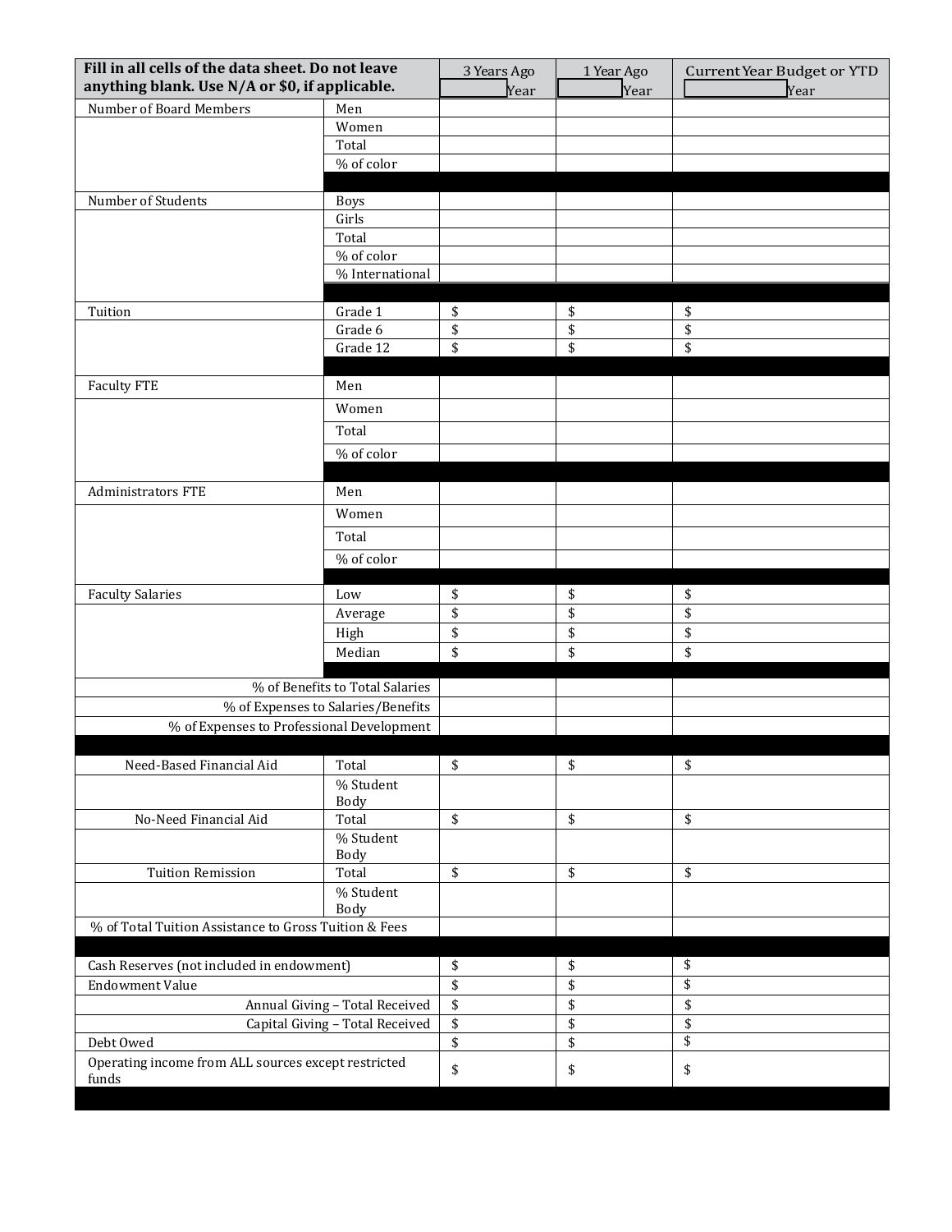| Fill in all cells of the data sheet. Do not leave anything blank. Use N/A or $0, if applicable. | | 3 Years Ago<br>Year | 1 Year Ago<br>Year | Current Year Budget or YTD<br>Year |
|---|---|---|---|---|
| Number of Board Members | Men | | | |
| | Women | | | |
| | Total | | | |
| | % of color | | | |
| | | | | |
| Number of Students | Boys | | | |
| | Girls | | | |
| | Total | | | |
| | % of color | | | |
| | % International | | | |
| | | | | |
| Tuition | Grade 1 | $ | $ | $ |
| | Grade 6 | $ | $ | $ |
| | Grade 12 | $ | $ | $ |
| | | | | |
| Faculty FTE | Men | | | |
| | Women | | | |
| | Total | | | |
| | % of color | | | |
| | | | | |
| Administrators FTE | Men | | | |
| | Women | | | |
| | Total | | | |
| | % of color | | | |
| | | | | |
| Faculty Salaries | Low | $ | $ | $ |
| | Average | $ | $ | $ |
| | High | $ | $ | $ |
| | Median | $ | $ | $ |
| | | | | |
| % of Benefits to Total Salaries | | | | |
| % of Expenses to Salaries/Benefits | | | | |
| % of Expenses to Professional Development | | | | |
| | | | | |
| Need-Based Financial Aid | Total | $ | $ | $ |
| | % Student Body | | | |
| No-Need Financial Aid | Total | $ | $ | $ |
| | % Student Body | | | |
| Tuition Remission | Total | $ | $ | $ |
| | % Student Body | | | |
| % of Total Tuition Assistance to Gross Tuition & Fees | | | | |
| | | | | |
| Cash Reserves (not included in endowment) | | $ | $ | $ |
| Endowment Value | | $ | $ | $ |
| Annual Giving – Total Received | | $ | $ | $ |
| Capital Giving – Total Received | | $ | $ | $ |
| Debt Owed | | $ | $ | $ |
| Operating income from ALL sources except restricted funds | | $ | $ | $ |